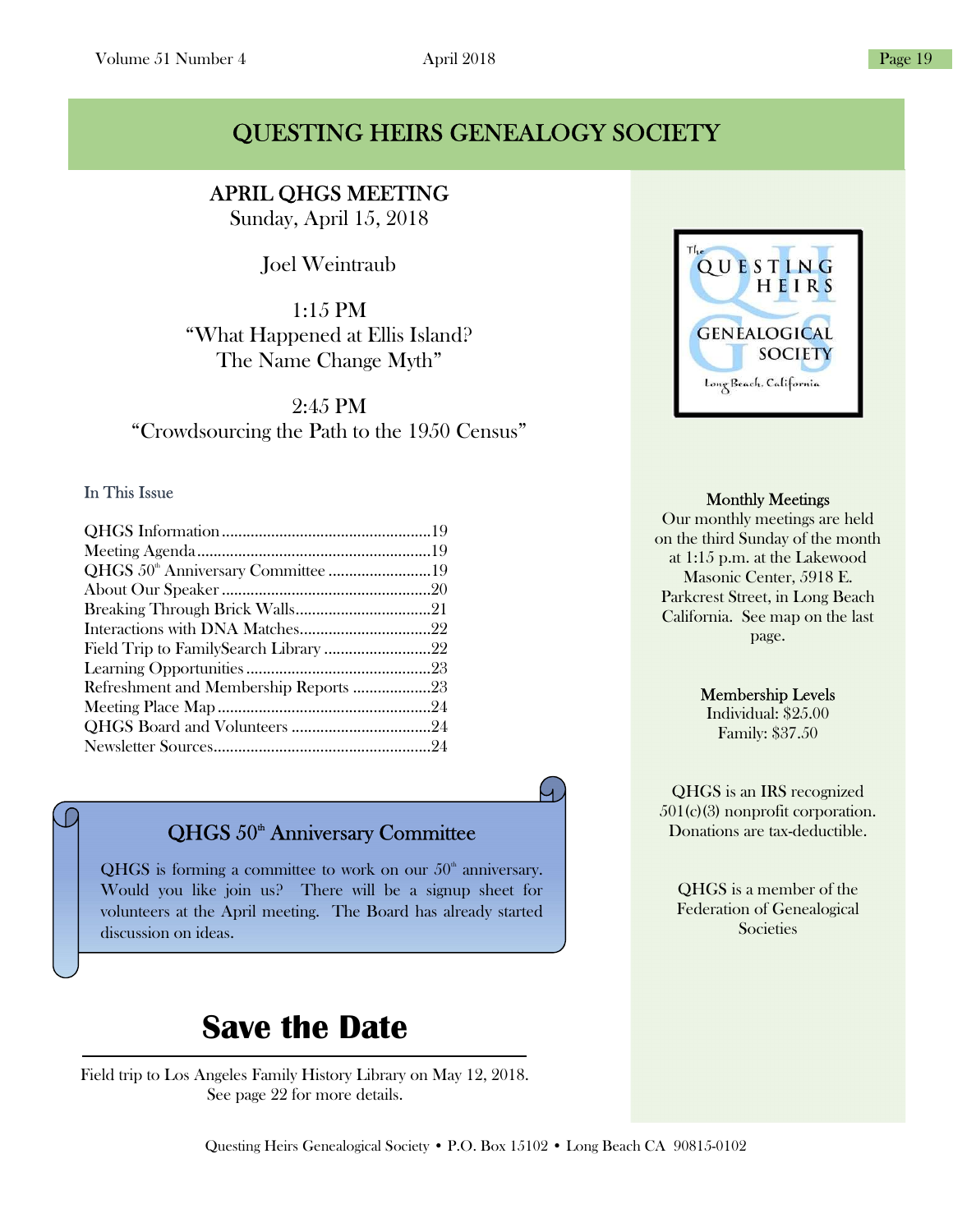# QUESTING HEIRS GENEALOGY SOCIETY

## APRIL QHGS MEETING

Sunday, April 15, 2018

Joel Weintraub

1:15 PM
"What Happened at Ellis Island?
The Name Change Myth"

2:45 PM
"Crowdsourcing the Path to the 1950 Census"

### In This Issue

QHGS Information..................................................19
Meeting Agenda.......................................................19
QHGS 50th Anniversary Committee .........................19
About Our Speaker..................................................20
Breaking Through Brick Walls.................................21
Interactions with DNA Matches................................22
Field Trip to FamilySearch Library ..........................22
Learning Opportunities............................................23
Refreshment and Membership Reports ...................23
Meeting Place Map...................................................24
QHGS Board and Volunteers ..................................24
Newsletter Sources...................................................24

### QHGS 50th Anniversary Committee

QHGS is forming a committee to work on our 50th anniversary. Would you like join us? There will be a signup sheet for volunteers at the April meeting. The Board has already started discussion on ideas.

## Save the Date

Field trip to Los Angeles Family History Library on May 12, 2018.
See page 22 for more details.

The QUESTING HEIRS GENEALOGICAL SOCIETY
Long Beach, California

**Monthly Meetings**
Our monthly meetings are held on the third Sunday of the month at 1:15 p.m. at the Lakewood Masonic Center, 5918 E. Parkcrest Street, in Long Beach California. See map on the last page.

**Membership Levels**
Individual: $25.00
Family: $37.50

QHGS is an IRS recognized 501(c)(3) nonprofit corporation. Donations are tax-deductible.

QHGS is a member of the Federation of Genealogical Societies

Questing Heirs Genealogical Society • P.O. Box 15102 • Long Beach CA 90815-0102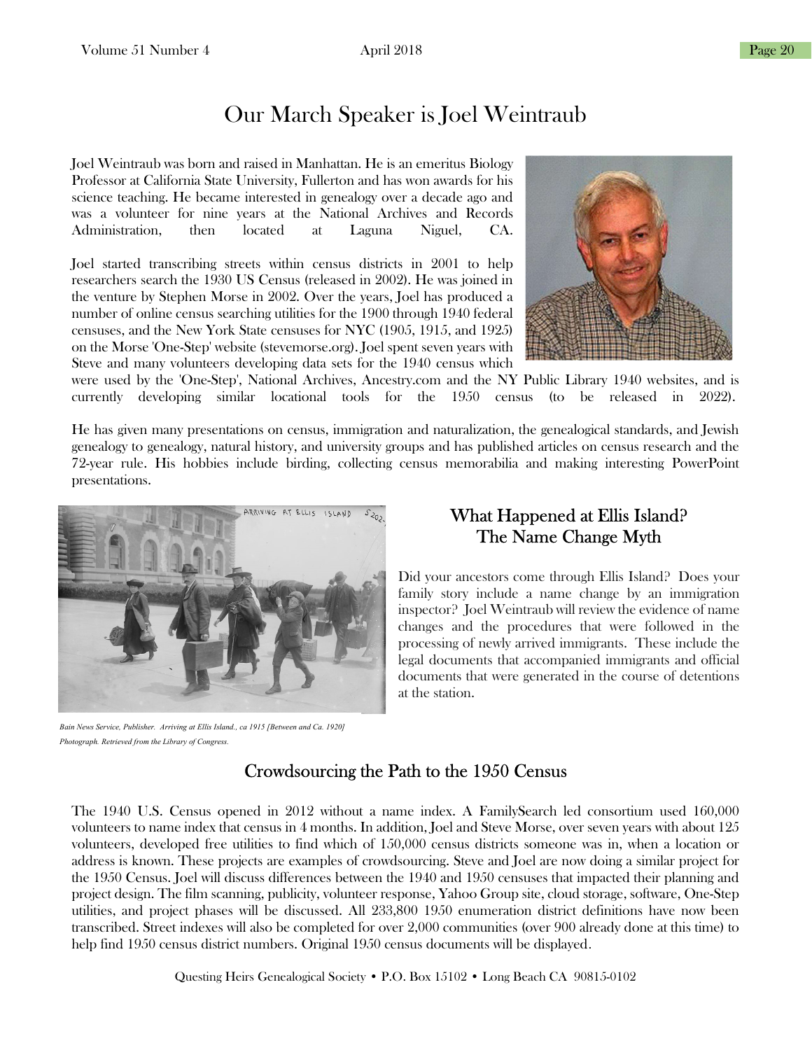# Our March Speaker is Joel Weintraub

Joel Weintraub was born and raised in Manhattan. He is an emeritus Biology Professor at California State University, Fullerton and has won awards for his science teaching. He became interested in genealogy over a decade ago and was a volunteer for nine years at the National Archives and Records Administration, then located at Laguna Niguel, CA.

Joel started transcribing streets within census districts in 2001 to help researchers search the 1930 US Census (released in 2002). He was joined in the venture by Stephen Morse in 2002. Over the years, Joel has produced a number of online census searching utilities for the 1900 through 1940 federal censuses, and the New York State censuses for NYC (1905, 1915, and 1925) on the Morse 'One-Step' website (stevemorse.org). Joel spent seven years with Steve and many volunteers developing data sets for the 1940 census which were used by the 'One-Step', National Archives, Ancestry.com and the NY Public Library 1940 websites, and is currently developing similar locational tools for the 1950 census (to be released in 2022).

He has given many presentations on census, immigration and naturalization, the genealogical standards, and Jewish genealogy to genealogy, natural history, and university groups and has published articles on census research and the 72-year rule. His hobbies include birding, collecting census memorabilia and making interesting PowerPoint presentations.

*Bain News Service, Publisher. Arriving at Ellis Island., ca 1915 [Between and Ca. 1920] Photograph. Retrieved from the Library of Congress.*

## What Happened at Ellis Island? The Name Change Myth

Did your ancestors come through Ellis Island? Does your family story include a name change by an immigration inspector? Joel Weintraub will review the evidence of name changes and the procedures that were followed in the processing of newly arrived immigrants. These include the legal documents that accompanied immigrants and official documents that were generated in the course of detentions at the station.

## Crowdsourcing the Path to the 1950 Census

The 1940 U.S. Census opened in 2012 without a name index. A FamilySearch led consortium used 160,000 volunteers to name index that census in 4 months. In addition, Joel and Steve Morse, over seven years with about 125 volunteers, developed free utilities to find which of 150,000 census districts someone was in, when a location or address is known. These projects are examples of crowdsourcing. Steve and Joel are now doing a similar project for the 1950 Census. Joel will discuss differences between the 1940 and 1950 censuses that impacted their planning and project design. The film scanning, publicity, volunteer response, Yahoo Group site, cloud storage, software, One-Step utilities, and project phases will be discussed. All 233,800 1950 enumeration district definitions have now been transcribed. Street indexes will also be completed for over 2,000 communities (over 900 already done at this time) to help find 1950 census district numbers. Original 1950 census documents will be displayed.

Questing Heirs Genealogical Society • P.O. Box 15102 • Long Beach CA 90815-0102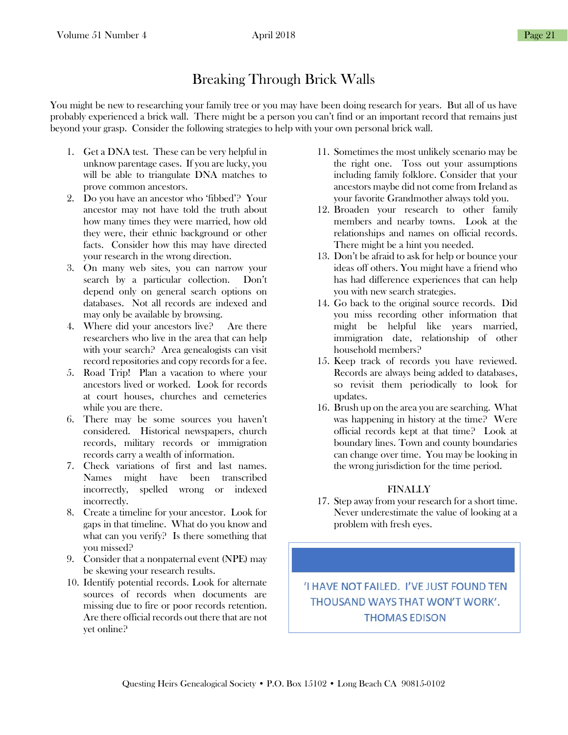# Breaking Through Brick Walls

You might be new to researching your family tree or you may have been doing research for years. But all of us have probably experienced a brick wall. There might be a person you can't find or an important record that remains just beyond your grasp. Consider the following strategies to help with your own personal brick wall.

1. Get a DNA test. These can be very helpful in unknow parentage cases. If you are lucky, you will be able to triangulate DNA matches to prove common ancestors.
2. Do you have an ancestor who 'fibbed'? Your ancestor may not have told the truth about how many times they were married, how old they were, their ethnic background or other facts. Consider how this may have directed your research in the wrong direction.
3. On many web sites, you can narrow your search by a particular collection. Don't depend only on general search options on databases. Not all records are indexed and may only be available by browsing.
4. Where did your ancestors live? Are there researchers who live in the area that can help with your search? Area genealogists can visit record repositories and copy records for a fee.
5. Road Trip! Plan a vacation to where your ancestors lived or worked. Look for records at court houses, churches and cemeteries while you are there.
6. There may be some sources you haven't considered. Historical newspapers, church records, military records or immigration records carry a wealth of information.
7. Check variations of first and last names. Names might have been transcribed incorrectly, spelled wrong or indexed incorrectly.
8. Create a timeline for your ancestor. Look for gaps in that timeline. What do you know and what can you verify? Is there something that you missed?
9. Consider that a nonpaternal event (NPE) may be skewing your research results.
10. Identify potential records. Look for alternate sources of records when documents are missing due to fire or poor records retention. Are there official records out there that are not yet online?
11. Sometimes the most unlikely scenario may be the right one. Toss out your assumptions including family folklore. Consider that your ancestors maybe did not come from Ireland as your favorite Grandmother always told you.
12. Broaden your research to other family members and nearby towns. Look at the relationships and names on official records. There might be a hint you needed.
13. Don't be afraid to ask for help or bounce your ideas off others. You might have a friend who has had difference experiences that can help you with new search strategies.
14. Go back to the original source records. Did you miss recording other information that might be helpful like years married, immigration date, relationship of other household members?
15. Keep track of records you have reviewed. Records are always being added to databases, so revisit them periodically to look for updates.
16. Brush up on the area you are searching. What was happening in history at the time? Were official records kept at that time? Look at boundary lines. Town and county boundaries can change over time. You may be looking in the wrong jurisdiction for the time period.

FINALLY

17. Step away from your research for a short time. Never underestimate the value of looking at a problem with fresh eyes.

'I HAVE NOT FAILED. I'VE JUST FOUND TEN THOUSAND WAYS THAT WON'T WORK'.
THOMAS EDISON

Questing Heirs Genealogical Society • P.O. Box 15102 • Long Beach CA 90815-0102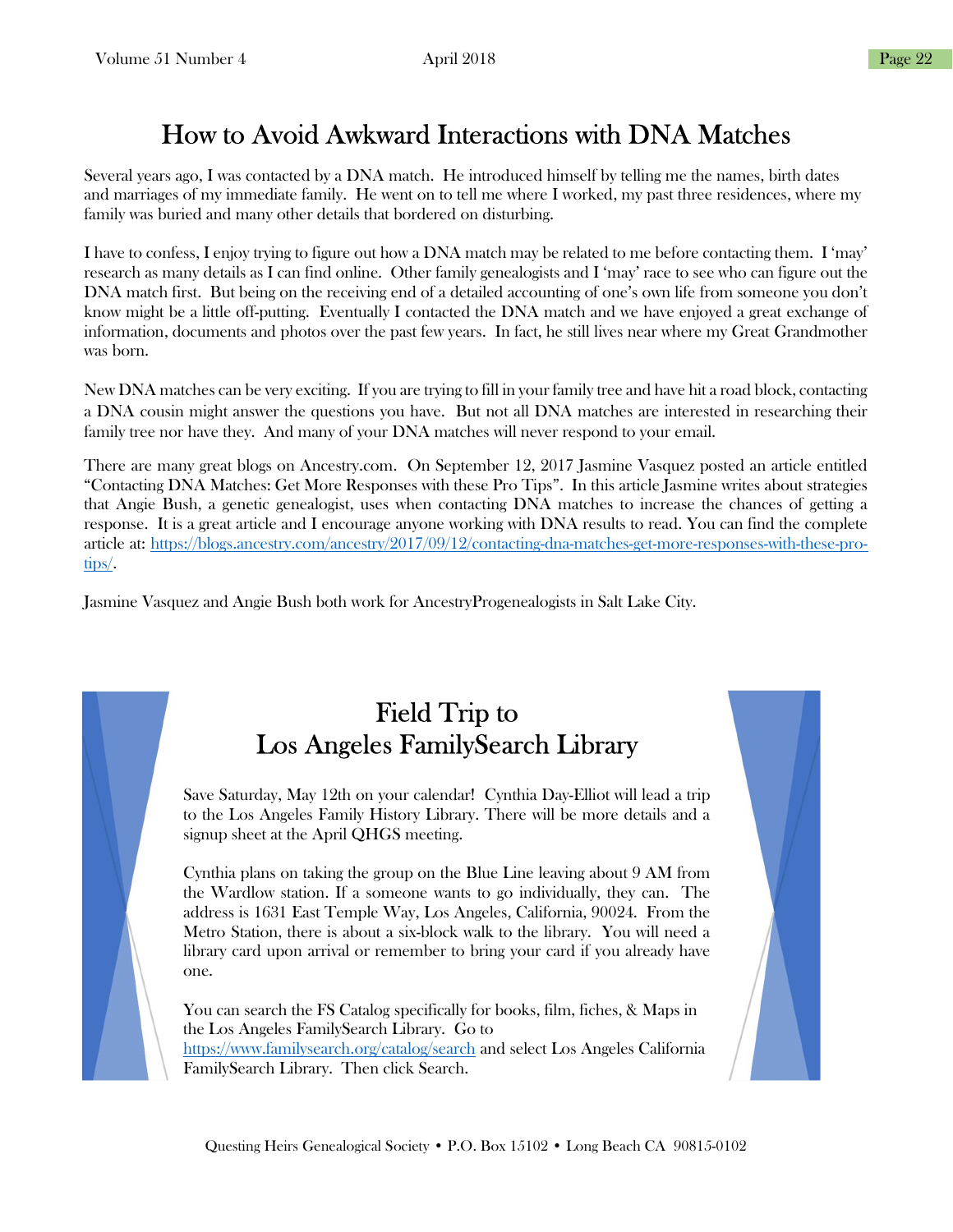# How to Avoid Awkward Interactions with DNA Matches

Several years ago, I was contacted by a DNA match. He introduced himself by telling me the names, birth dates and marriages of my immediate family. He went on to tell me where I worked, my past three residences, where my family was buried and many other details that bordered on disturbing.

I have to confess, I enjoy trying to figure out how a DNA match may be related to me before contacting them. I 'may' research as many details as I can find online. Other family genealogists and I 'may' race to see who can figure out the DNA match first. But being on the receiving end of a detailed accounting of one's own life from someone you don't know might be a little off-putting. Eventually I contacted the DNA match and we have enjoyed a great exchange of information, documents and photos over the past few years. In fact, he still lives near where my Great Grandmother was born.

New DNA matches can be very exciting. If you are trying to fill in your family tree and have hit a road block, contacting a DNA cousin might answer the questions you have. But not all DNA matches are interested in researching their family tree nor have they. And many of your DNA matches will never respond to your email.

There are many great blogs on Ancestry.com. On September 12, 2017 Jasmine Vasquez posted an article entitled "Contacting DNA Matches: Get More Responses with these Pro Tips". In this article Jasmine writes about strategies that Angie Bush, a genetic genealogist, uses when contacting DNA matches to increase the chances of getting a response. It is a great article and I encourage anyone working with DNA results to read. You can find the complete article at: https://blogs.ancestry.com/ancestry/2017/09/12/contacting-dna-matches-get-more-responses-with-these-pro-tips/.

Jasmine Vasquez and Angie Bush both work for AncestryProgenealogists in Salt Lake City.

## Field Trip to Los Angeles FamilySearch Library

Save Saturday, May 12th on your calendar! Cynthia Day-Elliot will lead a trip to the Los Angeles Family History Library. There will be more details and a signup sheet at the April QHGS meeting.

Cynthia plans on taking the group on the Blue Line leaving about 9 AM from the Wardlow station. If a someone wants to go individually, they can. The address is 1631 East Temple Way, Los Angeles, California, 90024. From the Metro Station, there is about a six-block walk to the library. You will need a library card upon arrival or remember to bring your card if you already have one.

You can search the FS Catalog specifically for books, film, fiches, & Maps in the Los Angeles FamilySearch Library. Go to https://www.familysearch.org/catalog/search and select Los Angeles California FamilySearch Library. Then click Search.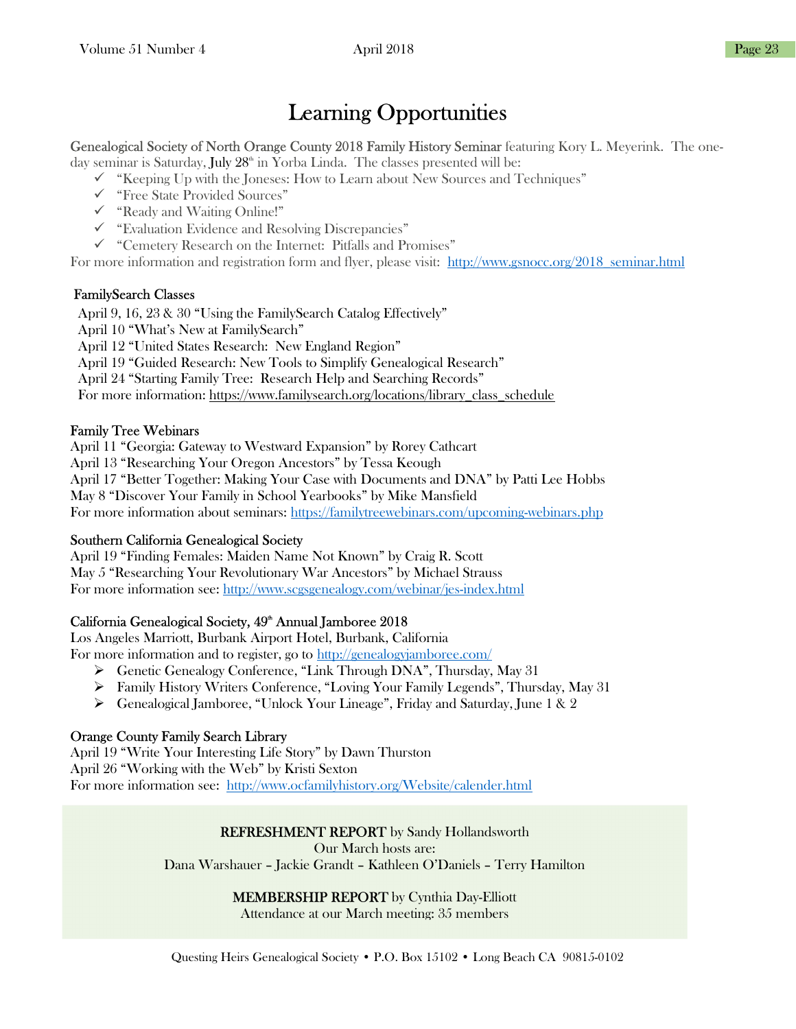# Learning Opportunities

Genealogical Society of North Orange County 2018 Family History Seminar featuring Kory L. Meyerink. The one-day seminar is Saturday, July 28th in Yorba Linda. The classes presented will be:

- ✓ "Keeping Up with the Joneses: How to Learn about New Sources and Techniques"
- ✓ "Free State Provided Sources"
- ✓ "Ready and Waiting Online!"
- ✓ "Evaluation Evidence and Resolving Discrepancies"
- ✓ "Cemetery Research on the Internet: Pitfalls and Promises"

For more information and registration form and flyer, please visit: http://www.gsnocc.org/2018_seminar.html

**FamilySearch Classes**

April 9, 16, 23 & 30 "Using the FamilySearch Catalog Effectively"
April 10 "What's New at FamilySearch"
April 12 "United States Research: New England Region"
April 19 "Guided Research: New Tools to Simplify Genealogical Research"
April 24 "Starting Family Tree: Research Help and Searching Records"
For more information: https://www.familysearch.org/locations/library_class_schedule

**Family Tree Webinars**

April 11 "Georgia: Gateway to Westward Expansion" by Rorey Cathcart
April 13 "Researching Your Oregon Ancestors" by Tessa Keough
April 17 "Better Together: Making Your Case with Documents and DNA" by Patti Lee Hobbs
May 8 "Discover Your Family in School Yearbooks" by Mike Mansfield
For more information about seminars: https://familytreewebinars.com/upcoming-webinars.php

**Southern California Genealogical Society**

April 19 "Finding Females: Maiden Name Not Known" by Craig R. Scott
May 5 "Researching Your Revolutionary War Ancestors" by Michael Strauss
For more information see: http://www.scgsgenealogy.com/webinar/jes-index.html

**California Genealogical Society, 49th Annual Jamboree 2018**

Los Angeles Marriott, Burbank Airport Hotel, Burbank, California
For more information and to register, go to http://genealogyjamboree.com/

- ➢ Genetic Genealogy Conference, "Link Through DNA", Thursday, May 31
- ➢ Family History Writers Conference, "Loving Your Family Legends", Thursday, May 31
- ➢ Genealogical Jamboree, "Unlock Your Lineage", Friday and Saturday, June 1 & 2

**Orange County Family Search Library**

April 19 "Write Your Interesting Life Story" by Dawn Thurston
April 26 "Working with the Web" by Kristi Sexton
For more information see: http://www.ocfamilyhistory.org/Website/calender.html

**REFRESHMENT REPORT** by Sandy Hollandsworth
Our March hosts are:
Dana Warshauer – Jackie Grandt – Kathleen O'Daniels – Terry Hamilton

**MEMBERSHIP REPORT** by Cynthia Day-Elliott
Attendance at our March meeting: 35 members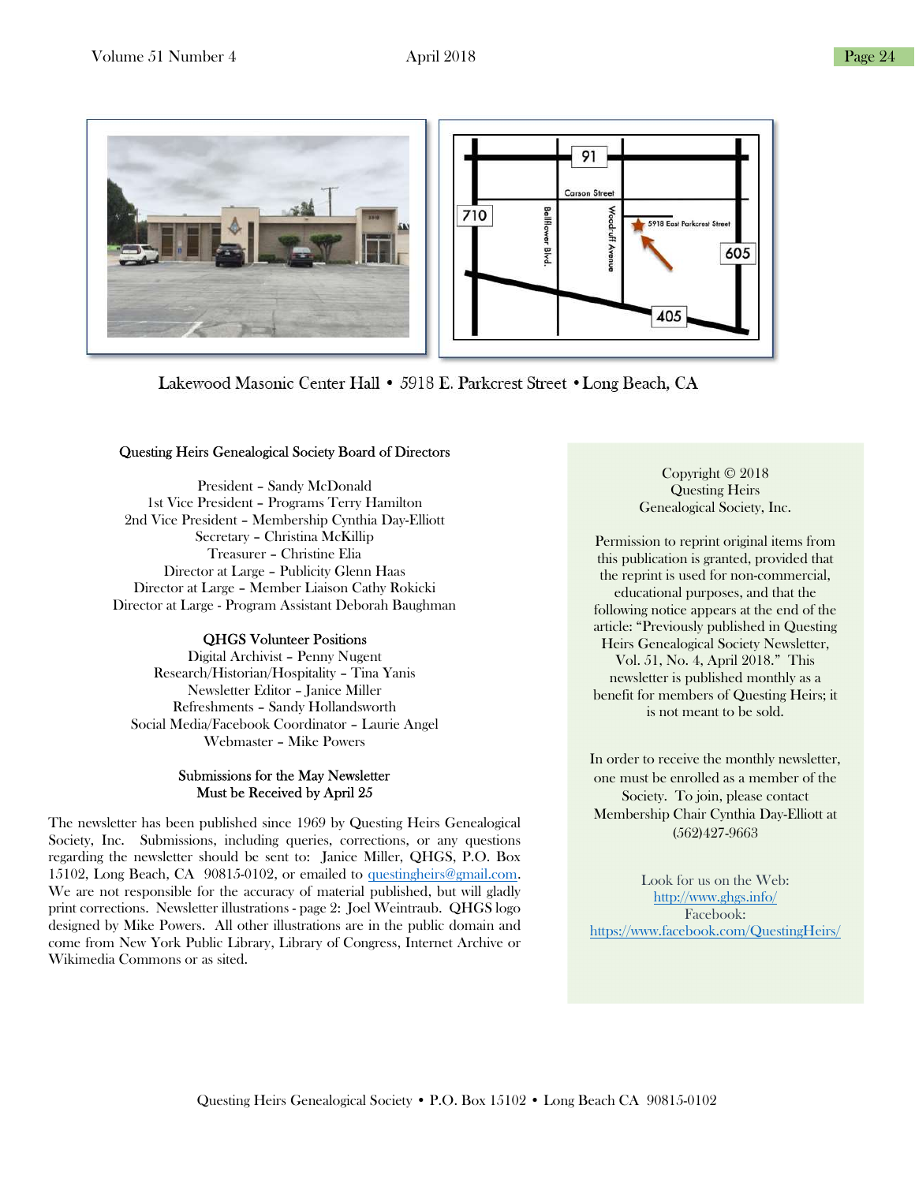Lakewood Masonic Center Hall • 5918 E. Parkcrest Street • Long Beach, CA

### Questing Heirs Genealogical Society Board of Directors

President – Sandy McDonald
1st Vice President – Programs Terry Hamilton
2nd Vice President – Membership Cynthia Day-Elliott
Secretary – Christina McKillip
Treasurer – Christine Elia
Director at Large – Publicity Glenn Haas
Director at Large – Member Liaison Cathy Rokicki
Director at Large - Program Assistant Deborah Baughman

### QHGS Volunteer Positions

Digital Archivist – Penny Nugent
Research/Historian/Hospitality – Tina Yanis
Newsletter Editor – Janice Miller
Refreshments – Sandy Hollandsworth
Social Media/Facebook Coordinator – Laurie Angel
Webmaster – Mike Powers

### Submissions for the May Newsletter Must be Received by April 25

The newsletter has been published since 1969 by Questing Heirs Genealogical Society, Inc. Submissions, including queries, corrections, or any questions regarding the newsletter should be sent to: Janice Miller, QHGS, P.O. Box 15102, Long Beach, CA 90815-0102, or emailed to questingheirs@gmail.com. We are not responsible for the accuracy of material published, but will gladly print corrections. Newsletter illustrations - page 2: Joel Weintraub. QHGS logo designed by Mike Powers. All other illustrations are in the public domain and come from New York Public Library, Library of Congress, Internet Archive or Wikimedia Commons or as sited.

Copyright © 2018
Questing Heirs
Genealogical Society, Inc.

Permission to reprint original items from this publication is granted, provided that the reprint is used for non-commercial, educational purposes, and that the following notice appears at the end of the article: "Previously published in Questing Heirs Genealogical Society Newsletter, Vol. 51, No. 4, April 2018." This newsletter is published monthly as a benefit for members of Questing Heirs; it is not meant to be sold.

In order to receive the monthly newsletter, one must be enrolled as a member of the Society. To join, please contact Membership Chair Cynthia Day-Elliott at (562)427-9663

Look for us on the Web:
http://www.qhgs.info/
Facebook:
https://www.facebook.com/QuestingHeirs/

Questing Heirs Genealogical Society • P.O. Box 15102 • Long Beach CA 90815-0102